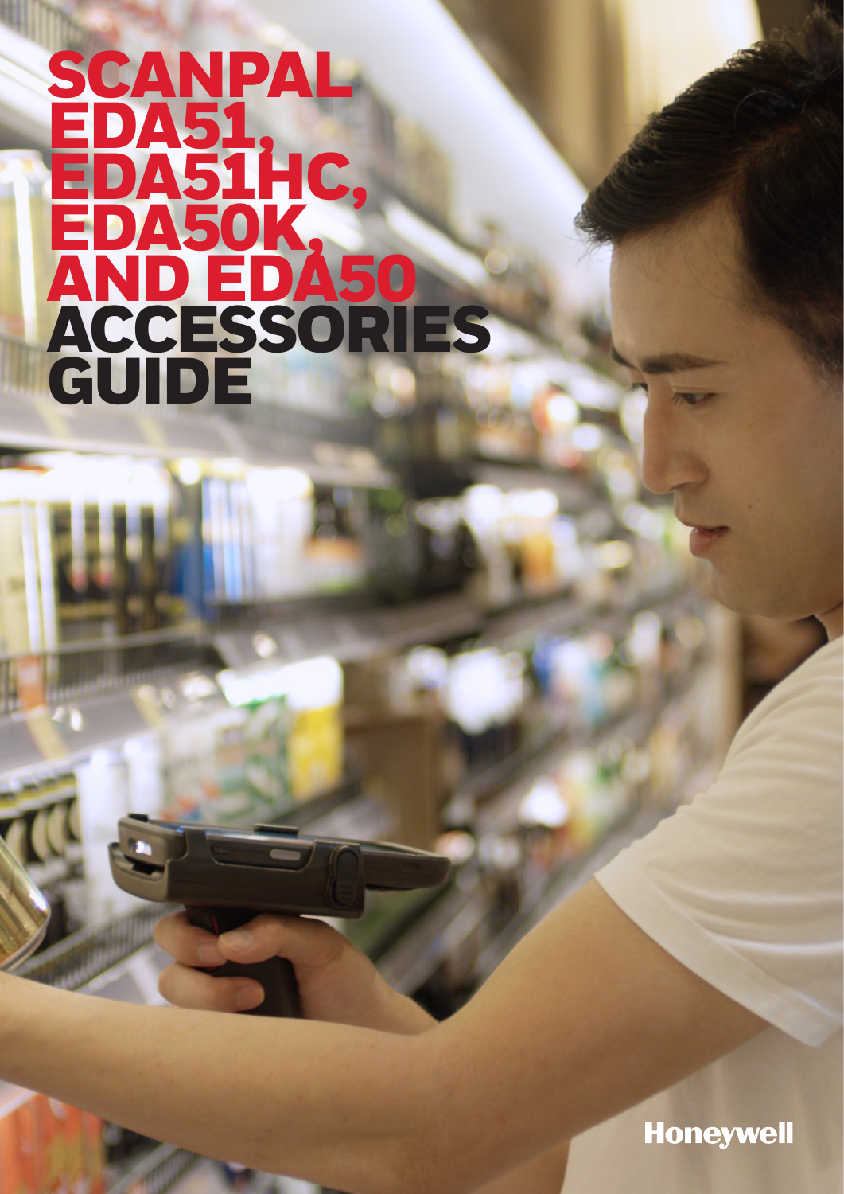# SCANPAL EDA51, EDA51HC, EDA50K, AND EDA50 ACCESSORIES GUIDE

Honeywell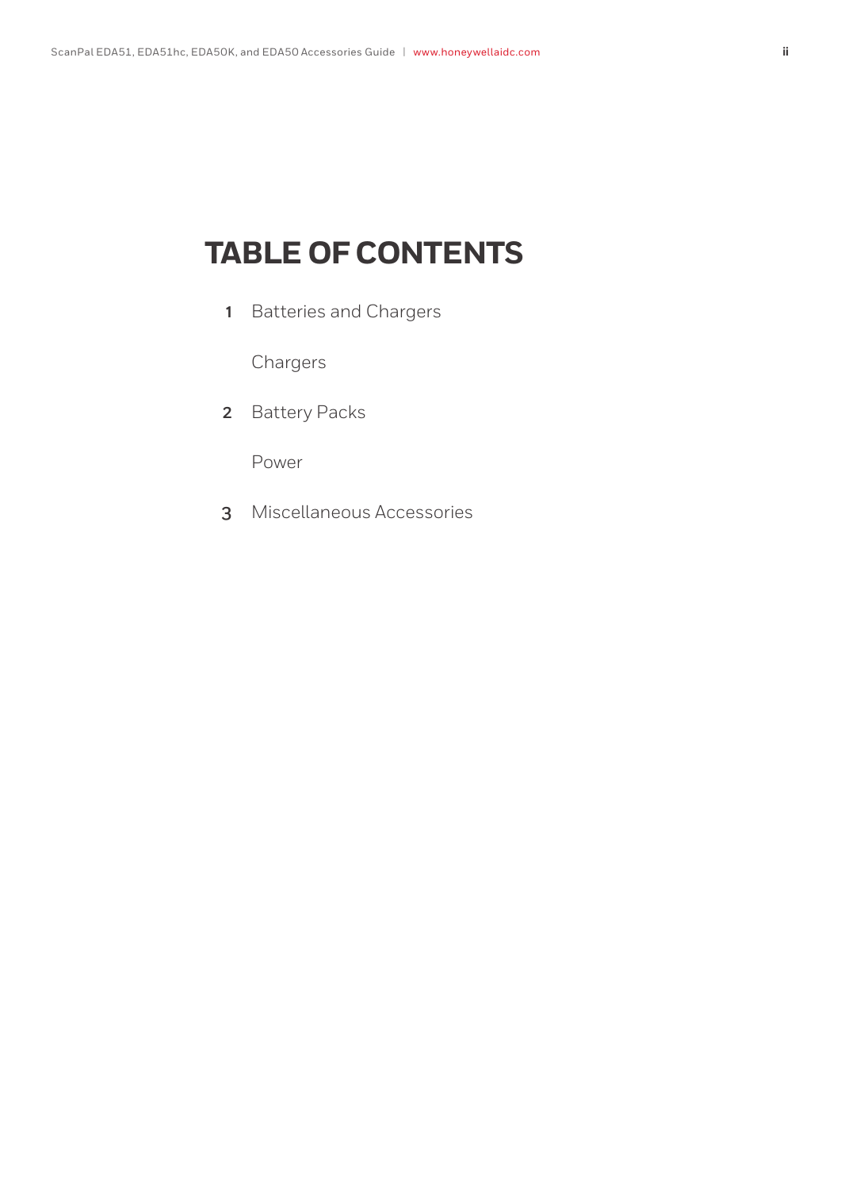# TABLE OF CONTENTS

1 Batteries and Chargers

  Chargers

2 Battery Packs

  Power

3 Miscellaneous Accessories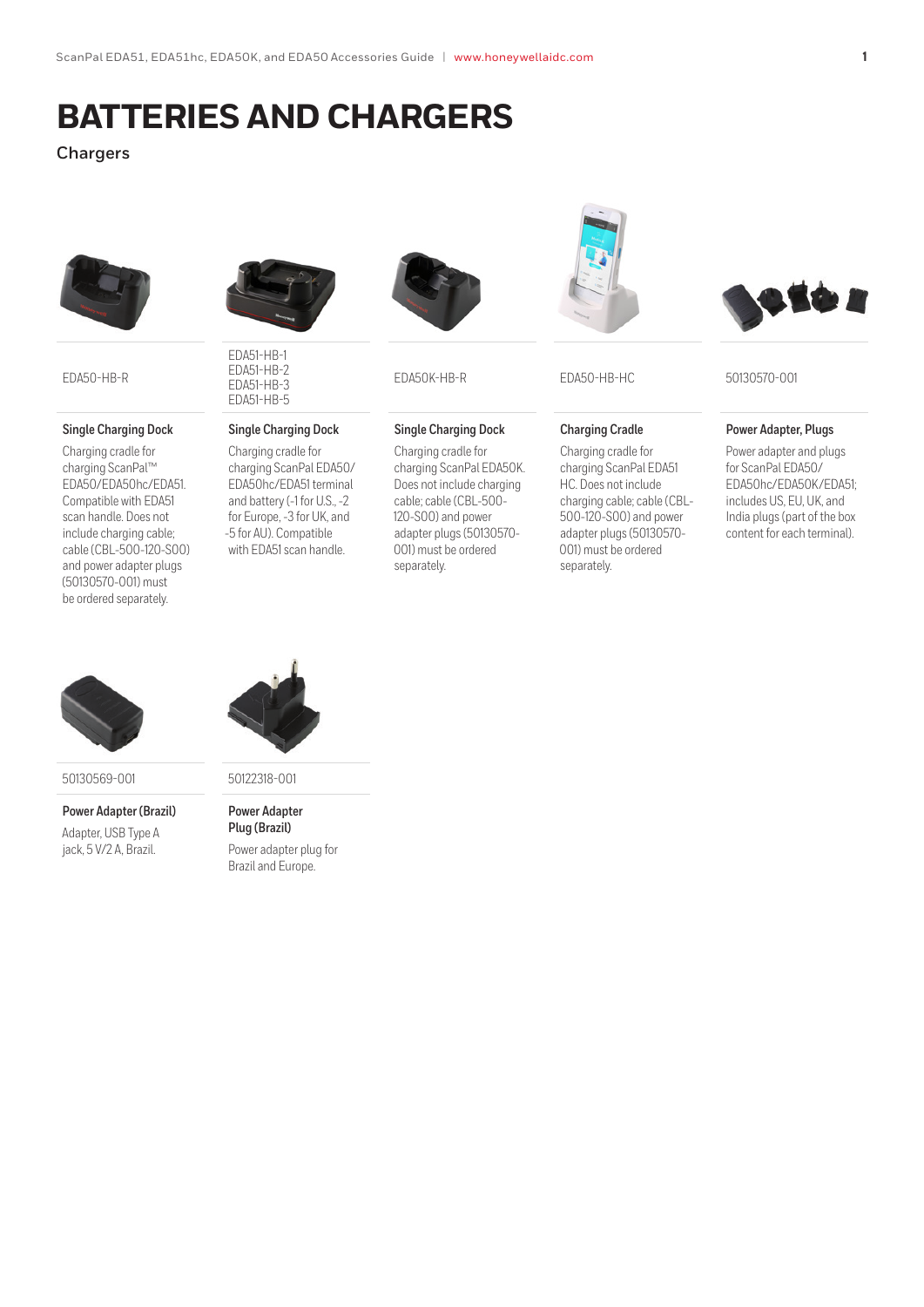# BATTERIES AND CHARGERS

## Chargers

EDA50-HB-R

**Single Charging Dock**

Charging cradle for charging ScanPal™ EDA50/EDA50hc/EDA51. Compatible with EDA51 scan handle. Does not include charging cable; cable (CBL-500-120-S00) and power adapter plugs (50130570-001) must be ordered separately.

EDA51-HB-1
EDA51-HB-2
EDA51-HB-3
EDA51-HB-5

**Single Charging Dock**

Charging cradle for charging ScanPal EDA50/EDA50hc/EDA51 terminal and battery (-1 for U.S., -2 for Europe, -3 for UK, and -5 for AU). Compatible with EDA51 scan handle.

EDA50K-HB-R

**Single Charging Dock**

Charging cradle for charging ScanPal EDA50K. Does not include charging cable; cable (CBL-500-120-S00) and power adapter plugs (50130570-001) must be ordered separately.

EDA50-HB-HC

**Charging Cradle**

Charging cradle for charging ScanPal EDA51 HC. Does not include charging cable; cable (CBL-500-120-S00) and power adapter plugs (50130570-001) must be ordered separately.

50130570-001

**Power Adapter, Plugs**

Power adapter and plugs for ScanPal EDA50/EDA50hc/EDA50K/EDA51; includes US, EU, UK, and India plugs (part of the box content for each terminal).

50130569-001

**Power Adapter (Brazil)**

Adapter, USB Type A jack, 5 V/2 A, Brazil.

50122318-001

**Power Adapter Plug (Brazil)**

Power adapter plug for Brazil and Europe.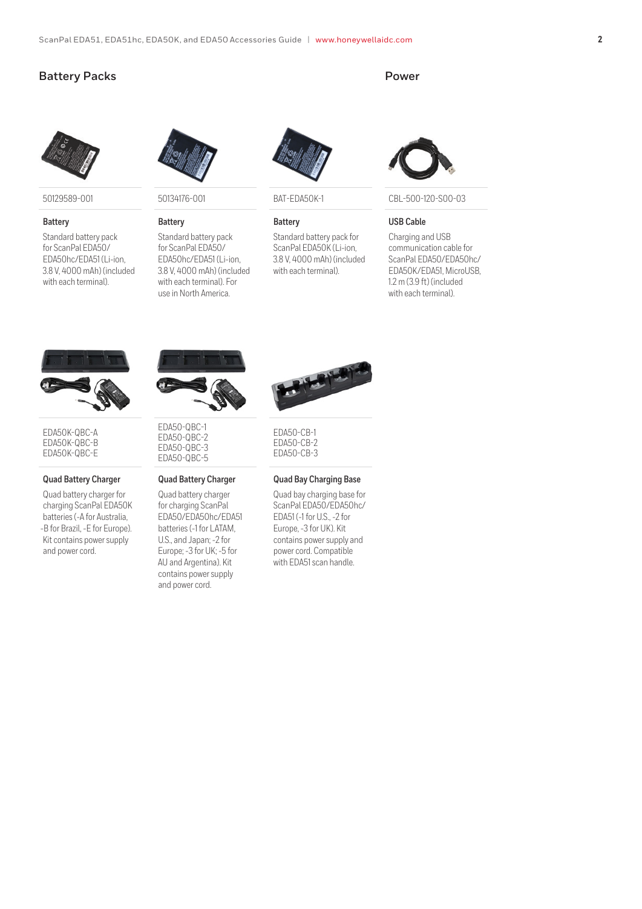## Battery Packs

**50129589-001**

### Battery

Standard battery pack for ScanPal EDA50/EDA50hc/EDA51 (Li-ion, 3.8 V, 4000 mAh) (included with each terminal).

**50134176-001**

### Battery

Standard battery pack for ScanPal EDA50/EDA50hc/EDA51 (Li-ion, 3.8 V, 4000 mAh) (included with each terminal). For use in North America.

**BAT-EDA50K-1**

### Battery

Standard battery pack for ScanPal EDA50K (Li-ion, 3.8 V, 4000 mAh) (included with each terminal).

**EDA50K-QBC-A**
**EDA50K-QBC-B**
**EDA50K-QBC-E**

### Quad Battery Charger

Quad battery charger for charging ScanPal EDA50K batteries (-A for Australia, -B for Brazil, -E for Europe). Kit contains power supply and power cord.

**EDA50-QBC-1**
**EDA50-QBC-2**
**EDA50-QBC-3**
**EDA50-QBC-5**

### Quad Battery Charger

Quad battery charger for charging ScanPal EDA50/EDA50hc/EDA51 batteries (-1 for LATAM, U.S., and Japan; -2 for Europe; -3 for UK; -5 for AU and Argentina). Kit contains power supply and power cord.

**EDA50-CB-1**
**EDA50-CB-2**
**EDA50-CB-3**

### Quad Bay Charging Base

Quad bay charging base for ScanPal EDA50/EDA50hc/EDA51 (-1 for U.S., -2 for Europe, -3 for UK). Kit contains power supply and power cord. Compatible with EDA51 scan handle.

## Power

**CBL-500-120-S00-03**

### USB Cable

Charging and USB communication cable for ScanPal EDA50/EDA50hc/EDA50K/EDA51, MicroUSB, 1.2 m (3.9 ft) (included with each terminal).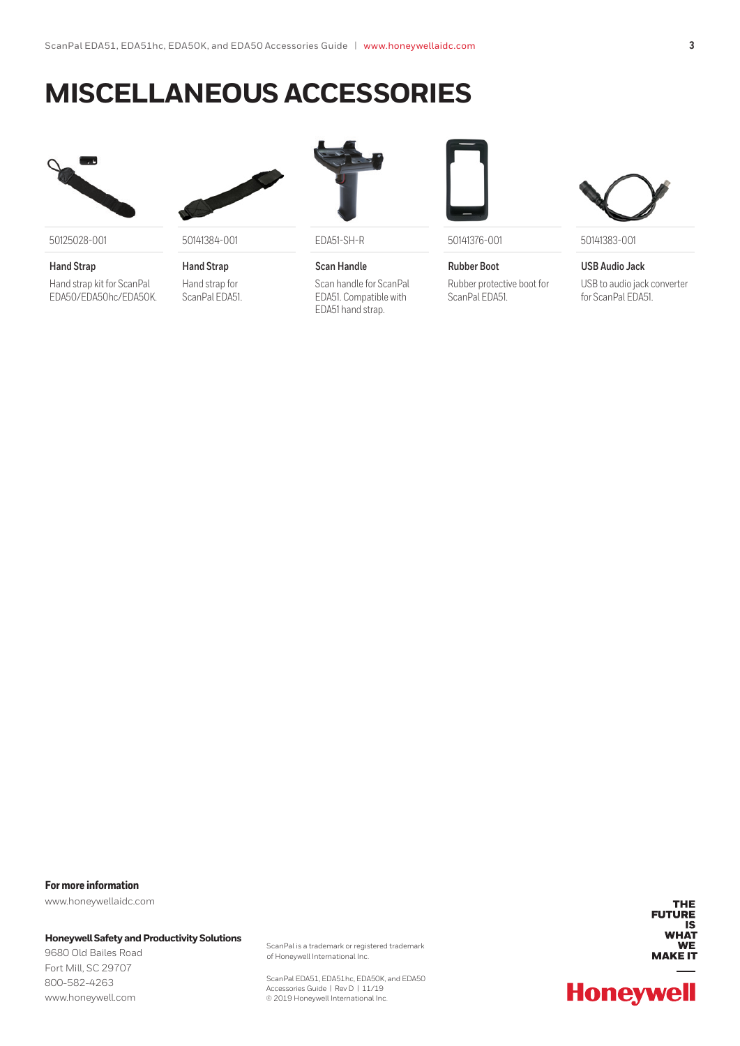# MISCELLANEOUS ACCESSORIES

50125028-001

**Hand Strap**

Hand strap kit for ScanPal EDA50/EDA50hc/EDA50K.

50141384-001

**Hand Strap**

Hand strap for ScanPal EDA51.

EDA51-SH-R

**Scan Handle**

Scan handle for ScanPal EDA51. Compatible with EDA51 hand strap.

50141376-001

**Rubber Boot**

Rubber protective boot for ScanPal EDA51.

50141383-001

**USB Audio Jack**

USB to audio jack converter for ScanPal EDA51.

**For more information**

www.honeywellaidc.com

**Honeywell Safety and Productivity Solutions**

9680 Old Bailes Road
Fort Mill, SC 29707
800-582-4263
www.honeywell.com

ScanPal is a trademark or registered trademark of Honeywell International Inc.

ScanPal EDA51, EDA51hc, EDA50K, and EDA50 Accessories Guide | Rev D | 11/19
© 2019 Honeywell International Inc.

THE FUTURE IS WHAT WE MAKE IT

Honeywell